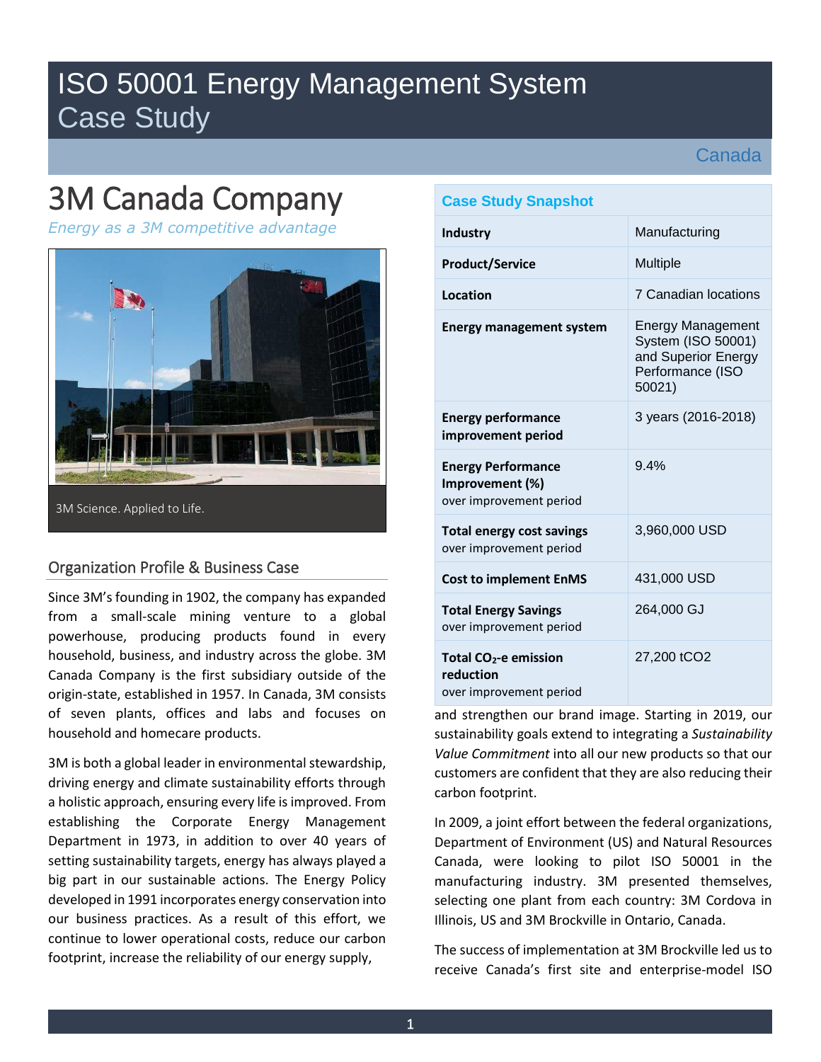# ISO 50001 Energy Management System Case Study

Canada

# 3M Canada Company

*Energy as a 3M competitive advantage*

3M Science. Applied to Life.

| Case Study Snapshot | |
|---|---|
| **Industry** | Manufacturing |
| **Product/Service** | Multiple |
| **Location** | 7 Canadian locations |
| **Energy management system** | Energy Management System (ISO 50001) and Superior Energy Performance (ISO 50021) |
| **Energy performance improvement period** | 3 years (2016-2018) |
| **Energy Performance Improvement (%)** over improvement period | 9.4% |
| **Total energy cost savings** over improvement period | 3,960,000 USD |
| **Cost to implement EnMS** | 431,000 USD |
| **Total Energy Savings** over improvement period | 264,000 GJ |
| **Total $CO_2$-e emission reduction** over improvement period | 27,200 tCO2 |

## Organization Profile & Business Case

Since 3M's founding in 1902, the company has expanded from a small-scale mining venture to a global powerhouse, producing products found in every household, business, and industry across the globe. 3M Canada Company is the first subsidiary outside of the origin-state, established in 1957. In Canada, 3M consists of seven plants, offices and labs and focuses on household and homecare products.

3M is both a global leader in environmental stewardship, driving energy and climate sustainability efforts through a holistic approach, ensuring every life is improved. From establishing the Corporate Energy Management Department in 1973, in addition to over 40 years of setting sustainability targets, energy has always played a big part in our sustainable actions. The Energy Policy developed in 1991 incorporates energy conservation into our business practices. As a result of this effort, we continue to lower operational costs, reduce our carbon footprint, increase the reliability of our energy supply, and strengthen our brand image. Starting in 2019, our sustainability goals extend to integrating a *Sustainability Value Commitment* into all our new products so that our customers are confident that they are also reducing their carbon footprint.

In 2009, a joint effort between the federal organizations, Department of Environment (US) and Natural Resources Canada, were looking to pilot ISO 50001 in the manufacturing industry. 3M presented themselves, selecting one plant from each country: 3M Cordova in Illinois, US and 3M Brockville in Ontario, Canada.

The success of implementation at 3M Brockville led us to receive Canada's first site and enterprise-model ISO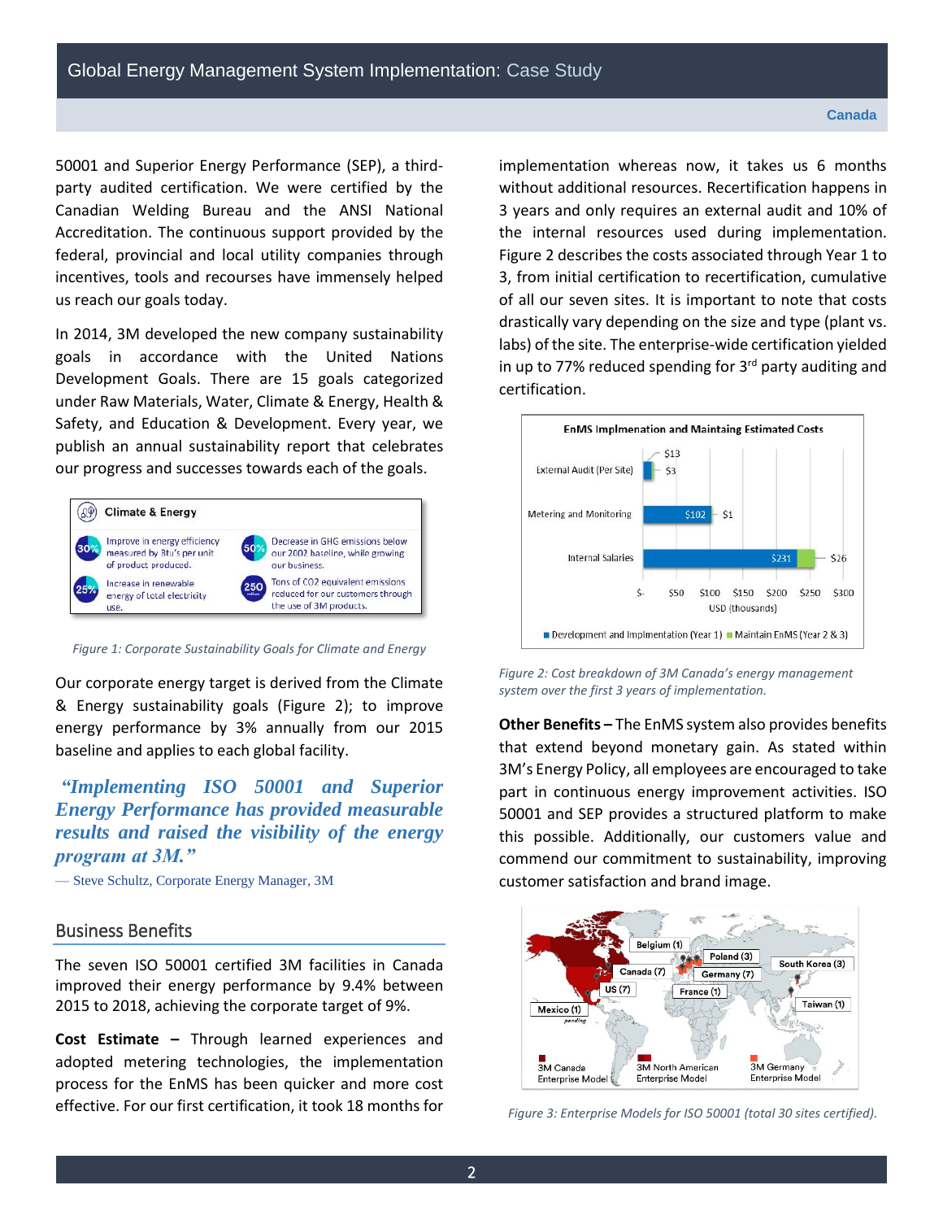50001 and Superior Energy Performance (SEP), a third-party audited certification. We were certified by the Canadian Welding Bureau and the ANSI National Accreditation. The continuous support provided by the federal, provincial and local utility companies through incentives, tools and recourses have immensely helped us reach our goals today.

In 2014, 3M developed the new company sustainability goals in accordance with the United Nations Development Goals. There are 15 goals categorized under Raw Materials, Water, Climate & Energy, Health & Safety, and Education & Development. Every year, we publish an annual sustainability report that celebrates our progress and successes towards each of the goals.

**Climate & Energy**

- **30%** Improve in energy efficiency measured by Btu's per unit of product produced.
- **50%** Decrease in GHG emissions below our 2002 baseline, while growing our business.
- **25%** Increase in renewable energy of total electricity use.
- **250 million** Tons of CO2 equivalent emissions reduced for our customers through the use of 3M products.

*Figure 1: Corporate Sustainability Goals for Climate and Energy*

Our corporate energy target is derived from the Climate & Energy sustainability goals (Figure 2); to improve energy performance by 3% annually from our 2015 baseline and applies to each global facility.

> ***"Implementing ISO 50001 and Superior Energy Performance has provided measurable results and raised the visibility of the energy program at 3M."***
>
> — Steve Schultz, Corporate Energy Manager, 3M

## Business Benefits

The seven ISO 50001 certified 3M facilities in Canada improved their energy performance by 9.4% between 2015 to 2018, achieving the corporate target of 9%.

**Cost Estimate –** Through learned experiences and adopted metering technologies, the implementation process for the EnMS has been quicker and more cost effective. For our first certification, it took 18 months for implementation whereas now, it takes us 6 months without additional resources. Recertification happens in 3 years and only requires an external audit and 10% of the internal resources used during implementation. Figure 2 describes the costs associated through Year 1 to 3, from initial certification to recertification, cumulative of all our seven sites. It is important to note that costs drastically vary depending on the size and type (plant vs. labs) of the site. The enterprise-wide certification yielded in up to 77% reduced spending for 3rd party auditing and certification.

**EnMS Implmenation and Maintaing Estimated Costs**

| Cost (USD thousands) | Development and Implmentation (Year 1) | Maintain EnMS (Year 2 & 3) |
|---|---|---|
| External Audit (Per Site) | $13 | $3 |
| Metering and Monitoring | $102 | $1 |
| Internal Salaries | $231 | $26 |

*Figure 2: Cost breakdown of 3M Canada's energy management system over the first 3 years of implementation.*

**Other Benefits –** The EnMS system also provides benefits that extend beyond monetary gain. As stated within 3M's Energy Policy, all employees are encouraged to take part in continuous energy improvement activities. ISO 50001 and SEP provides a structured platform to make this possible. Additionally, our customers value and commend our commitment to sustainability, improving customer satisfaction and brand image.

Belgium (1), Poland (3), South Korea (3), Canada (7), Germany (7), US (7), France (1), Taiwan (1), Mexico (1) *pending*

3M Canada Enterprise Model | 3M North American Enterprise Model | 3M Germany Enterprise Model

*Figure 3: Enterprise Models for ISO 50001 (total 30 sites certified).*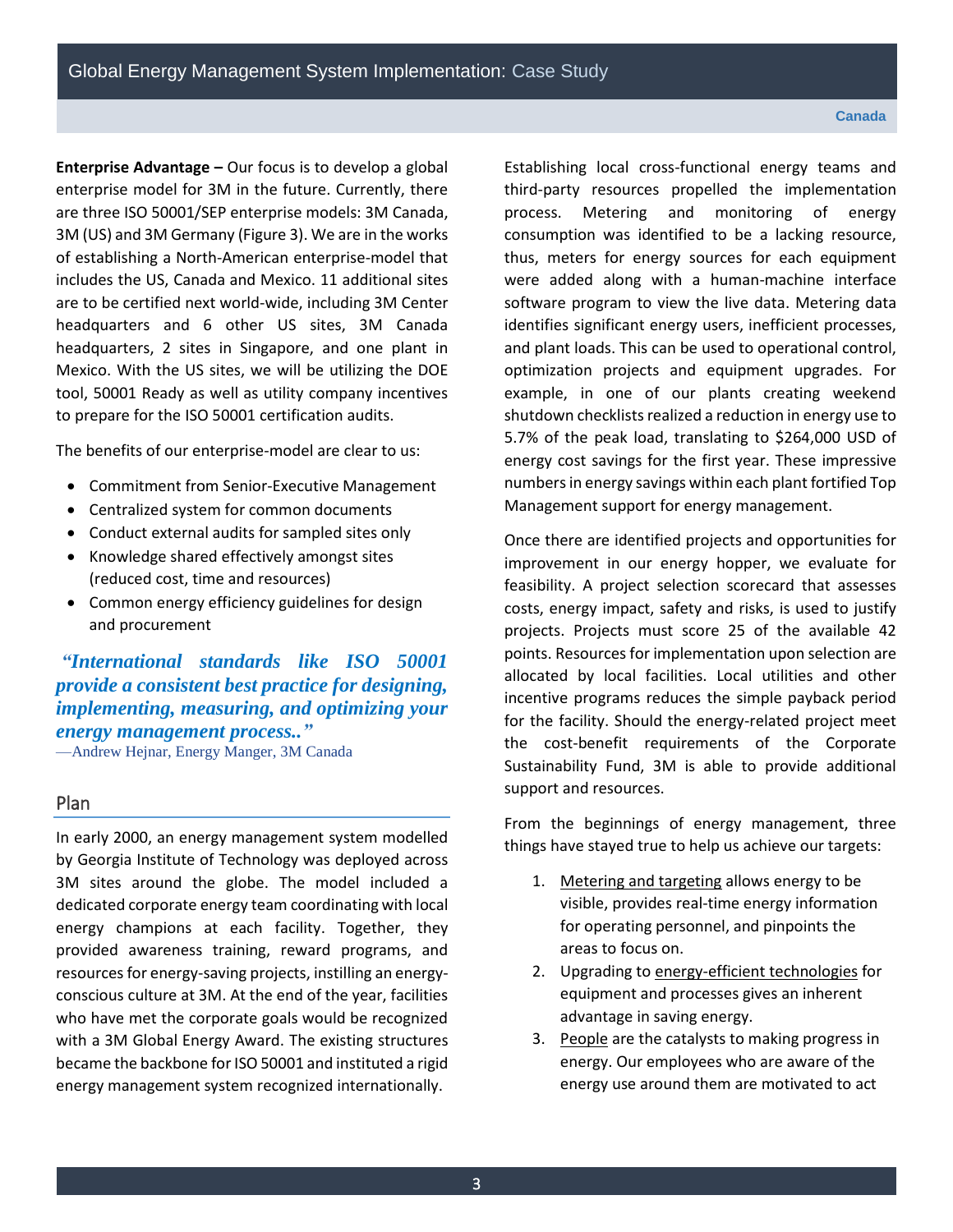**Enterprise Advantage –** Our focus is to develop a global enterprise model for 3M in the future. Currently, there are three ISO 50001/SEP enterprise models: 3M Canada, 3M (US) and 3M Germany (Figure 3). We are in the works of establishing a North-American enterprise-model that includes the US, Canada and Mexico. 11 additional sites are to be certified next world-wide, including 3M Center headquarters and 6 other US sites, 3M Canada headquarters, 2 sites in Singapore, and one plant in Mexico. With the US sites, we will be utilizing the DOE tool, 50001 Ready as well as utility company incentives to prepare for the ISO 50001 certification audits.

The benefits of our enterprise-model are clear to us:

- Commitment from Senior-Executive Management
- Centralized system for common documents
- Conduct external audits for sampled sites only
- Knowledge shared effectively amongst sites (reduced cost, time and resources)
- Common energy efficiency guidelines for design and procurement

***"International standards like ISO 50001 provide a consistent best practice for designing, implementing, measuring, and optimizing your energy management process.."***

—Andrew Hejnar, Energy Manger, 3M Canada

## Plan

In early 2000, an energy management system modelled by Georgia Institute of Technology was deployed across 3M sites around the globe. The model included a dedicated corporate energy team coordinating with local energy champions at each facility. Together, they provided awareness training, reward programs, and resources for energy-saving projects, instilling an energy-conscious culture at 3M. At the end of the year, facilities who have met the corporate goals would be recognized with a 3M Global Energy Award. The existing structures became the backbone for ISO 50001 and instituted a rigid energy management system recognized internationally.

Establishing local cross-functional energy teams and third-party resources propelled the implementation process. Metering and monitoring of energy consumption was identified to be a lacking resource, thus, meters for energy sources for each equipment were added along with a human-machine interface software program to view the live data. Metering data identifies significant energy users, inefficient processes, and plant loads. This can be used to operational control, optimization projects and equipment upgrades. For example, in one of our plants creating weekend shutdown checklists realized a reduction in energy use to 5.7% of the peak load, translating to $264,000 USD of energy cost savings for the first year. These impressive numbers in energy savings within each plant fortified Top Management support for energy management.

Once there are identified projects and opportunities for improvement in our energy hopper, we evaluate for feasibility. A project selection scorecard that assesses costs, energy impact, safety and risks, is used to justify projects. Projects must score 25 of the available 42 points. Resources for implementation upon selection are allocated by local facilities. Local utilities and other incentive programs reduces the simple payback period for the facility. Should the energy-related project meet the cost-benefit requirements of the Corporate Sustainability Fund, 3M is able to provide additional support and resources.

From the beginnings of energy management, three things have stayed true to help us achieve our targets:

1. Metering and targeting allows energy to be visible, provides real-time energy information for operating personnel, and pinpoints the areas to focus on.
2. Upgrading to energy-efficient technologies for equipment and processes gives an inherent advantage in saving energy.
3. People are the catalysts to making progress in energy. Our employees who are aware of the energy use around them are motivated to act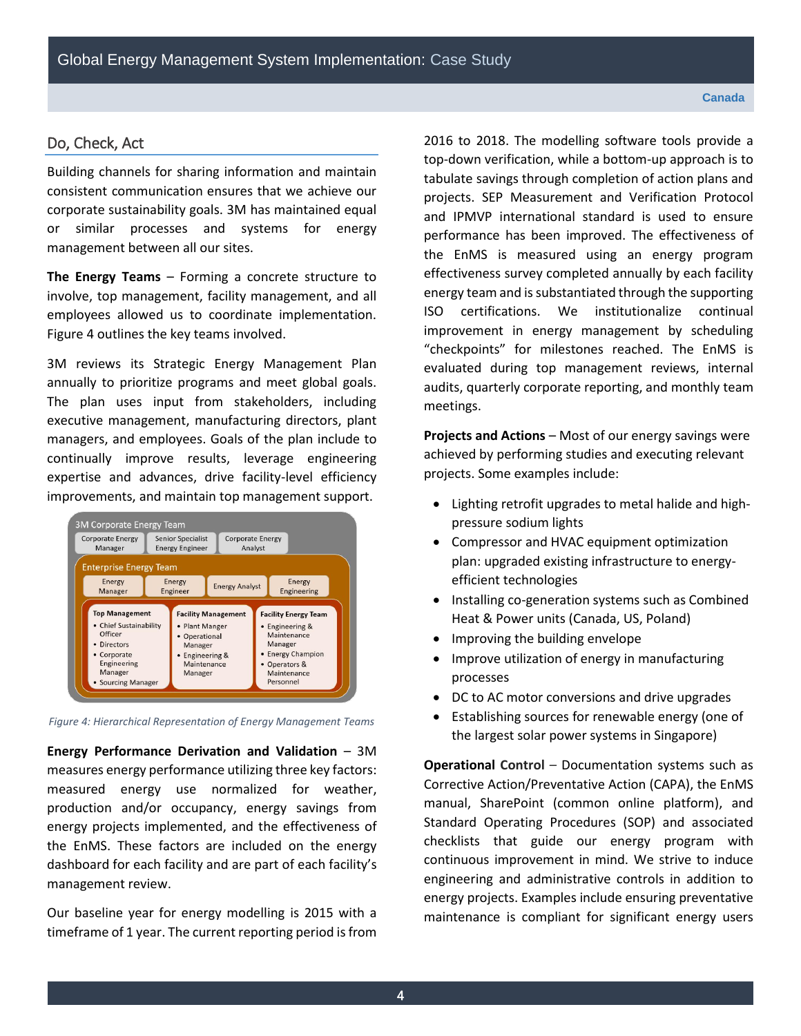## Do, Check, Act

Building channels for sharing information and maintain consistent communication ensures that we achieve our corporate sustainability goals. 3M has maintained equal or similar processes and systems for energy management between all our sites.

**The Energy Teams** – Forming a concrete structure to involve, top management, facility management, and all employees allowed us to coordinate implementation. Figure 4 outlines the key teams involved.

3M reviews its Strategic Energy Management Plan annually to prioritize programs and meet global goals. The plan uses input from stakeholders, including executive management, manufacturing directors, plant managers, and employees. Goals of the plan include to continually improve results, leverage engineering expertise and advances, drive facility-level efficiency improvements, and maintain top management support.

3M Corporate Energy Team

- Corporate Energy Manager
- Senior Specialist Energy Engineer
- Corporate Energy Analyst

Enterprise Energy Team

- Energy Manager
- Energy Engineer
- Energy Analyst
- Energy Engineering

| Top Management | Facility Management | Facility Energy Team |
|---|---|---|
| • Chief Sustainability Officer<br>• Directors<br>• Corporate Engineering Manager<br>• Sourcing Manager | • Plant Manger<br>• Operational Manager<br>• Engineering & Maintenance Manager | • Engineering & Maintenance Manager<br>• Energy Champion<br>• Operators & Maintenance Personnel |

*Figure 4: Hierarchical Representation of Energy Management Teams*

**Energy Performance Derivation and Validation** – 3M measures energy performance utilizing three key factors: measured energy use normalized for weather, production and/or occupancy, energy savings from energy projects implemented, and the effectiveness of the EnMS. These factors are included on the energy dashboard for each facility and are part of each facility's management review.

Our baseline year for energy modelling is 2015 with a timeframe of 1 year. The current reporting period is from 2016 to 2018. The modelling software tools provide a top-down verification, while a bottom-up approach is to tabulate savings through completion of action plans and projects. SEP Measurement and Verification Protocol and IPMVP international standard is used to ensure performance has been improved. The effectiveness of the EnMS is measured using an energy program effectiveness survey completed annually by each facility energy team and is substantiated through the supporting ISO certifications. We institutionalize continual improvement in energy management by scheduling "checkpoints" for milestones reached. The EnMS is evaluated during top management reviews, internal audits, quarterly corporate reporting, and monthly team meetings.

**Projects and Actions** – Most of our energy savings were achieved by performing studies and executing relevant projects. Some examples include:

- Lighting retrofit upgrades to metal halide and high-pressure sodium lights
- Compressor and HVAC equipment optimization plan: upgraded existing infrastructure to energy-efficient technologies
- Installing co-generation systems such as Combined Heat & Power units (Canada, US, Poland)
- Improving the building envelope
- Improve utilization of energy in manufacturing processes
- DC to AC motor conversions and drive upgrades
- Establishing sources for renewable energy (one of the largest solar power systems in Singapore)

**Operational Control** – Documentation systems such as Corrective Action/Preventative Action (CAPA), the EnMS manual, SharePoint (common online platform), and Standard Operating Procedures (SOP) and associated checklists that guide our energy program with continuous improvement in mind. We strive to induce engineering and administrative controls in addition to energy projects. Examples include ensuring preventative maintenance is compliant for significant energy users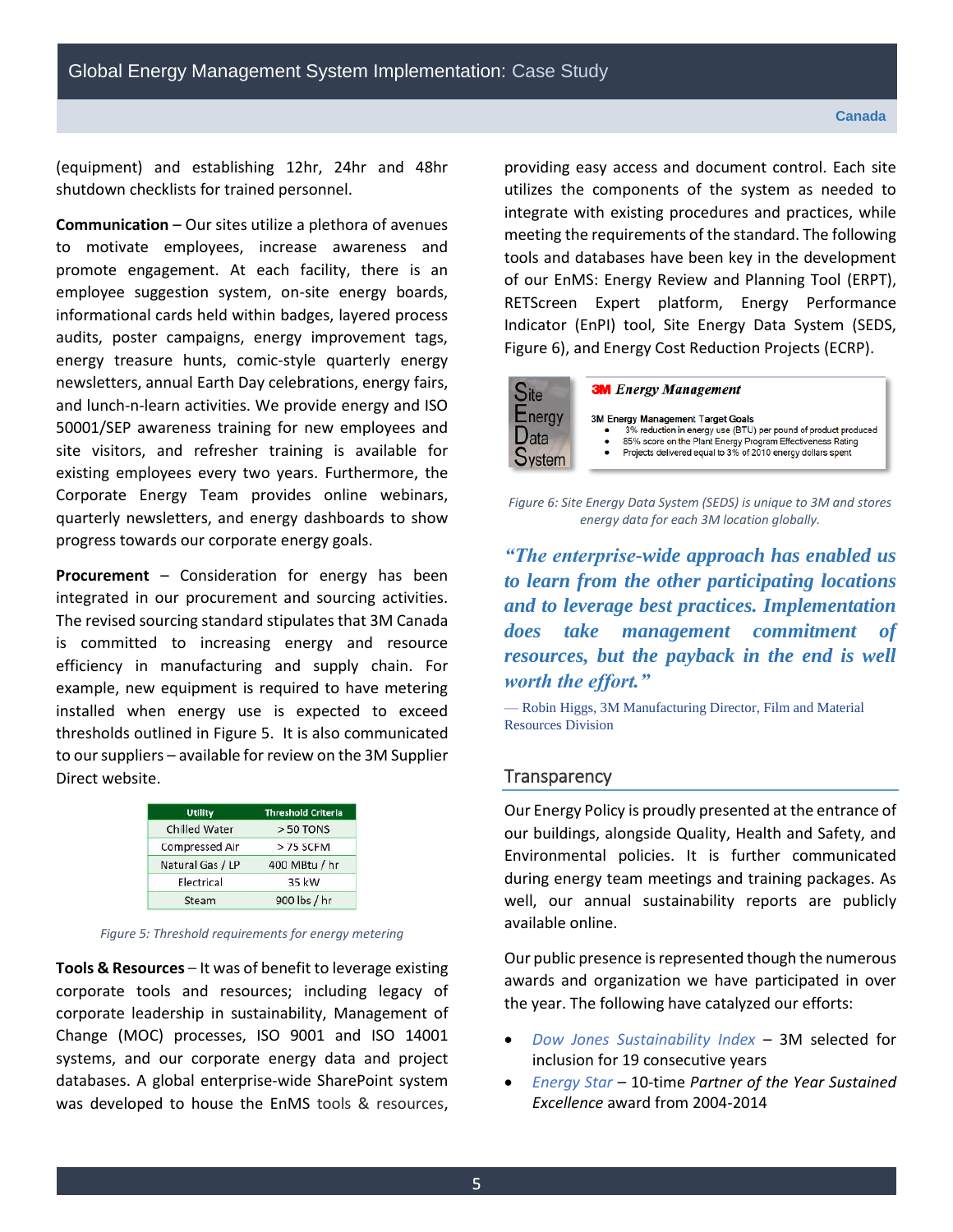(equipment) and establishing 12hr, 24hr and 48hr shutdown checklists for trained personnel.

**Communication** – Our sites utilize a plethora of avenues to motivate employees, increase awareness and promote engagement. At each facility, there is an employee suggestion system, on-site energy boards, informational cards held within badges, layered process audits, poster campaigns, energy improvement tags, energy treasure hunts, comic-style quarterly energy newsletters, annual Earth Day celebrations, energy fairs, and lunch-n-learn activities. We provide energy and ISO 50001/SEP awareness training for new employees and site visitors, and refresher training is available for existing employees every two years. Furthermore, the Corporate Energy Team provides online webinars, quarterly newsletters, and energy dashboards to show progress towards our corporate energy goals.

**Procurement** – Consideration for energy has been integrated in our procurement and sourcing activities. The revised sourcing standard stipulates that 3M Canada is committed to increasing energy and resource efficiency in manufacturing and supply chain. For example, new equipment is required to have metering installed when energy use is expected to exceed thresholds outlined in Figure 5. It is also communicated to our suppliers – available for review on the 3M Supplier Direct website.

| Utility | Threshold Criteria |
| --- | --- |
| Chilled Water | > 50 TONS |
| Compressed Air | > 75 SCFM |
| Natural Gas / LP | 400 MBtu / hr |
| Electrical | 35 kW |
| Steam | 900 lbs / hr |

*Figure 5: Threshold requirements for energy metering*

**Tools & Resources** – It was of benefit to leverage existing corporate tools and resources; including legacy of corporate leadership in sustainability, Management of Change (MOC) processes, ISO 9001 and ISO 14001 systems, and our corporate energy data and project databases. A global enterprise-wide SharePoint system was developed to house the EnMS tools & resources, providing easy access and document control. Each site utilizes the components of the system as needed to integrate with existing procedures and practices, while meeting the requirements of the standard. The following tools and databases have been key in the development of our EnMS: Energy Review and Planning Tool (ERPT), RETScreen Expert platform, Energy Performance Indicator (EnPI) tool, Site Energy Data System (SEDS, Figure 6), and Energy Cost Reduction Projects (ECRP).

Site Energy Data System

**3M Energy Management**

3M Energy Management Target Goals

- 3% reduction in energy use (BTU) per pound of product produced
- 85% score on the Plant Energy Program Effectiveness Rating
- Projects delivered equal to 3% of 2010 energy dollars spent

*Figure 6: Site Energy Data System (SEDS) is unique to 3M and stores energy data for each 3M location globally.*

> ***"The enterprise-wide approach has enabled us to learn from the other participating locations and to leverage best practices. Implementation does take management commitment of resources, but the payback in the end is well worth the effort."***
>
> — Robin Higgs, 3M Manufacturing Director, Film and Material Resources Division

## Transparency

Our Energy Policy is proudly presented at the entrance of our buildings, alongside Quality, Health and Safety, and Environmental policies. It is further communicated during energy team meetings and training packages. As well, our annual sustainability reports are publicly available online.

Our public presence is represented though the numerous awards and organization we have participated in over the year. The following have catalyzed our efforts:

- *Dow Jones Sustainability Index* – 3M selected for inclusion for 19 consecutive years
- *Energy Star* – 10-time *Partner of the Year Sustained Excellence* award from 2004-2014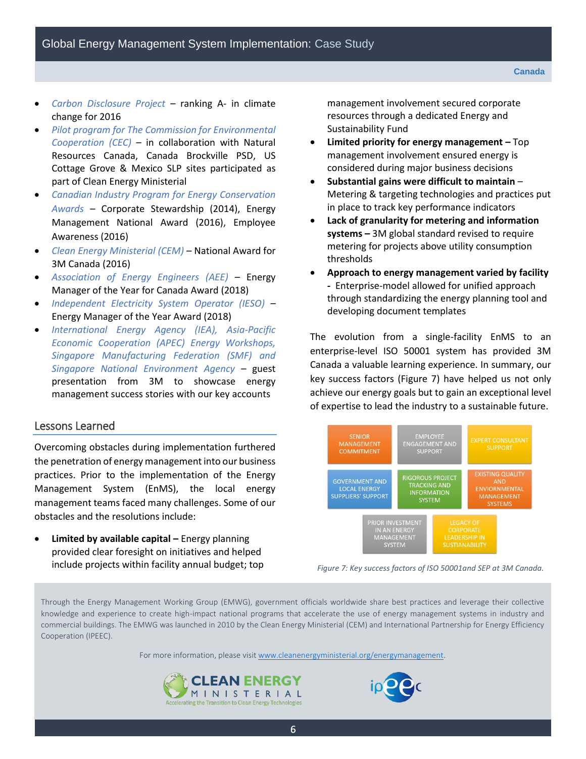- *Carbon Disclosure Project* – ranking A- in climate change for 2016
- *Pilot program for The Commission for Environmental Cooperation (CEC)* – in collaboration with Natural Resources Canada, Canada Brockville PSD, US Cottage Grove & Mexico SLP sites participated as part of Clean Energy Ministerial
- *Canadian Industry Program for Energy Conservation Awards* – Corporate Stewardship (2014), Energy Management National Award (2016), Employee Awareness (2016)
- *Clean Energy Ministerial (CEM)* – National Award for 3M Canada (2016)
- *Association of Energy Engineers (AEE)* – Energy Manager of the Year for Canada Award (2018)
- *Independent Electricity System Operator (IESO)* – Energy Manager of the Year Award (2018)
- *International Energy Agency (IEA), Asia-Pacific Economic Cooperation (APEC) Energy Workshops, Singapore Manufacturing Federation (SMF) and Singapore National Environment Agency* – guest presentation from 3M to showcase energy management success stories with our key accounts

## Lessons Learned

Overcoming obstacles during implementation furthered the penetration of energy management into our business practices. Prior to the implementation of the Energy Management System (EnMS), the local energy management teams faced many challenges. Some of our obstacles and the resolutions include:

- **Limited by available capital –** Energy planning provided clear foresight on initiatives and helped include projects within facility annual budget; top management involvement secured corporate resources through a dedicated Energy and Sustainability Fund
- **Limited priority for energy management –** Top management involvement ensured energy is considered during major business decisions
- **Substantial gains were difficult to maintain** – Metering & targeting technologies and practices put in place to track key performance indicators
- **Lack of granularity for metering and information systems –** 3M global standard revised to require metering for projects above utility consumption thresholds
- **Approach to energy management varied by facility** - Enterprise-model allowed for unified approach through standardizing the energy planning tool and developing document templates

The evolution from a single-facility EnMS to an enterprise-level ISO 50001 system has provided 3M Canada a valuable learning experience. In summary, our key success factors (Figure 7) have helped us not only achieve our energy goals but to gain an exceptional level of expertise to lead the industry to a sustainable future.

SENIOR MANAGEMENT COMMITMENT

EMPLOYEE ENGAGEMENT AND SUPPORT

EXPERT CONSULTANT SUPPORT

GOVERNMENT AND LOCAL ENERGY SUPPLIERS' SUPPORT

RIGOROUS PROJECT TRACKING AND INFORMATION SYSTEM

EXISTING QUALITY AND ENVIORNMENTAL MANAGEMENT SYSTEMS

PRIOR INVESTMENT IN AN ENERGY MANAGEMENT SYSTEM

LEGACY OF CORPORATE LEADERSHIP IN SUSTAINABILITY

*Figure 7: Key success factors of ISO 50001and SEP at 3M Canada.*

Through the Energy Management Working Group (EMWG), government officials worldwide share best practices and leverage their collective knowledge and experience to create high-impact national programs that accelerate the use of energy management systems in industry and commercial buildings. The EMWG was launched in 2010 by the Clean Energy Ministerial (CEM) and International Partnership for Energy Efficiency Cooperation (IPEEC).

For more information, please visit www.cleanenergyministerial.org/energymanagement.

CLEAN ENERGY MINISTERIAL
Accelerating the Transition to Clean Energy Technologies

ipeec